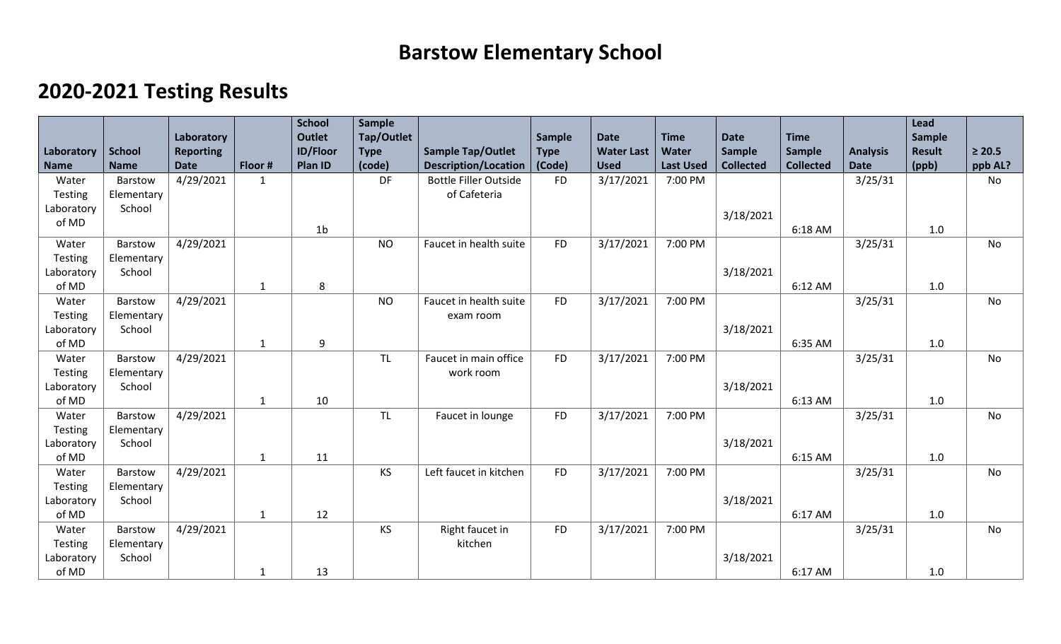# Barstow Elementary School

## 2020-2021 Testing Results

| Laboratory Name | School Name | Laboratory Reporting Date | Floor # | School Outlet ID/Floor Plan ID | Sample Tap/Outlet Type (code) | Sample Tap/Outlet Description/Location | Sample Type (Code) | Date Water Last Used | Time Water Last Used | Date Sample Collected | Time Sample Collected | Analysis Date | Lead Sample Result (ppb) | ≥ 20.5 ppb AL? |
|---|---|---|---|---|---|---|---|---|---|---|---|---|---|---|
| Water Testing Laboratory of MD | Barstow Elementary School | 4/29/2021 | 1 | 1b | DF | Bottle Filler Outside of Cafeteria | FD | 3/17/2021 | 7:00 PM | 3/18/2021 | 6:18 AM | 3/25/31 | 1.0 | No |
| Water Testing Laboratory of MD | Barstow Elementary School | 4/29/2021 | 1 | 8 | NO | Faucet in health suite | FD | 3/17/2021 | 7:00 PM | 3/18/2021 | 6:12 AM | 3/25/31 | 1.0 | No |
| Water Testing Laboratory of MD | Barstow Elementary School | 4/29/2021 | 1 | 9 | NO | Faucet in health suite exam room | FD | 3/17/2021 | 7:00 PM | 3/18/2021 | 6:35 AM | 3/25/31 | 1.0 | No |
| Water Testing Laboratory of MD | Barstow Elementary School | 4/29/2021 | 1 | 10 | TL | Faucet in main office work room | FD | 3/17/2021 | 7:00 PM | 3/18/2021 | 6:13 AM | 3/25/31 | 1.0 | No |
| Water Testing Laboratory of MD | Barstow Elementary School | 4/29/2021 | 1 | 11 | TL | Faucet in lounge | FD | 3/17/2021 | 7:00 PM | 3/18/2021 | 6:15 AM | 3/25/31 | 1.0 | No |
| Water Testing Laboratory of MD | Barstow Elementary School | 4/29/2021 | 1 | 12 | KS | Left faucet in kitchen | FD | 3/17/2021 | 7:00 PM | 3/18/2021 | 6:17 AM | 3/25/31 | 1.0 | No |
| Water Testing Laboratory of MD | Barstow Elementary School | 4/29/2021 | 1 | 13 | KS | Right faucet in kitchen | FD | 3/17/2021 | 7:00 PM | 3/18/2021 | 6:17 AM | 3/25/31 | 1.0 | No |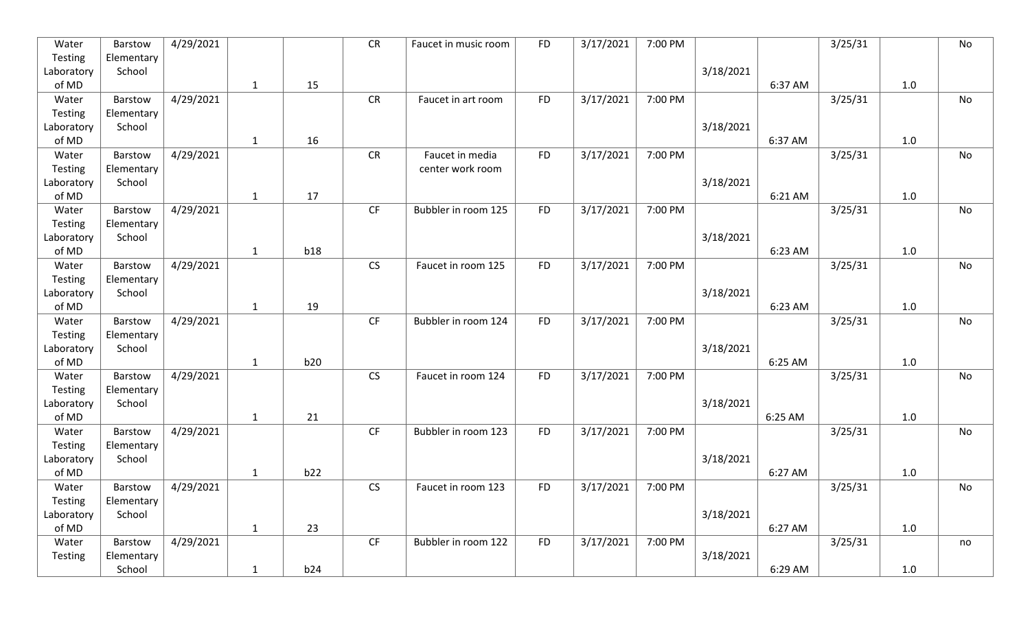| | | | | | | | | | | | | | | |
|---|---|---|---|---|---|---|---|---|---|---|---|---|---|---|
| Water Testing Laboratory of MD | Barstow Elementary School | 4/29/2021 | 1 | 15 | CR | Faucet in music room | FD | 3/17/2021 | 7:00 PM | 3/18/2021 | 6:37 AM | 3/25/31 | 1.0 | No |
| Water Testing Laboratory of MD | Barstow Elementary School | 4/29/2021 | 1 | 16 | CR | Faucet in art room | FD | 3/17/2021 | 7:00 PM | 3/18/2021 | 6:37 AM | 3/25/31 | 1.0 | No |
| Water Testing Laboratory of MD | Barstow Elementary School | 4/29/2021 | 1 | 17 | CR | Faucet in media center work room | FD | 3/17/2021 | 7:00 PM | 3/18/2021 | 6:21 AM | 3/25/31 | 1.0 | No |
| Water Testing Laboratory of MD | Barstow Elementary School | 4/29/2021 | 1 | b18 | CF | Bubbler in room 125 | FD | 3/17/2021 | 7:00 PM | 3/18/2021 | 6:23 AM | 3/25/31 | 1.0 | No |
| Water Testing Laboratory of MD | Barstow Elementary School | 4/29/2021 | 1 | 19 | CS | Faucet in room 125 | FD | 3/17/2021 | 7:00 PM | 3/18/2021 | 6:23 AM | 3/25/31 | 1.0 | No |
| Water Testing Laboratory of MD | Barstow Elementary School | 4/29/2021 | 1 | b20 | CF | Bubbler in room 124 | FD | 3/17/2021 | 7:00 PM | 3/18/2021 | 6:25 AM | 3/25/31 | 1.0 | No |
| Water Testing Laboratory of MD | Barstow Elementary School | 4/29/2021 | 1 | 21 | CS | Faucet in room 124 | FD | 3/17/2021 | 7:00 PM | 3/18/2021 | 6:25 AM | 3/25/31 | 1.0 | No |
| Water Testing Laboratory of MD | Barstow Elementary School | 4/29/2021 | 1 | b22 | CF | Bubbler in room 123 | FD | 3/17/2021 | 7:00 PM | 3/18/2021 | 6:27 AM | 3/25/31 | 1.0 | No |
| Water Testing Laboratory of MD | Barstow Elementary School | 4/29/2021 | 1 | 23 | CS | Faucet in room 123 | FD | 3/17/2021 | 7:00 PM | 3/18/2021 | 6:27 AM | 3/25/31 | 1.0 | No |
| Water Testing | Barstow Elementary School | 4/29/2021 | 1 | b24 | CF | Bubbler in room 122 | FD | 3/17/2021 | 7:00 PM | 3/18/2021 | 6:29 AM | 3/25/31 | 1.0 | no |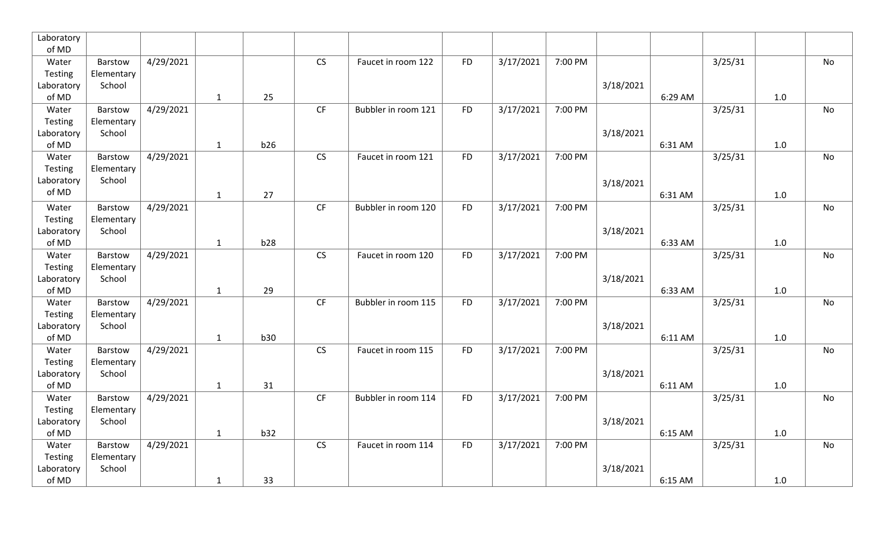| | | | | | | | | | | | | | | |
|---|---|---|---|---|---|---|---|---|---|---|---|---|---|---|
| Laboratory of MD | | | | | | | | | | | | | | |
| Water Testing Laboratory of MD | Barstow Elementary School | 4/29/2021 | 1 | 25 | CS | Faucet in room 122 | FD | 3/17/2021 | 7:00 PM | 3/18/2021 | 6:29 AM | 3/25/31 | 1.0 | No |
| Water Testing Laboratory of MD | Barstow Elementary School | 4/29/2021 | 1 | b26 | CF | Bubbler in room 121 | FD | 3/17/2021 | 7:00 PM | 3/18/2021 | 6:31 AM | 3/25/31 | 1.0 | No |
| Water Testing Laboratory of MD | Barstow Elementary School | 4/29/2021 | 1 | 27 | CS | Faucet in room 121 | FD | 3/17/2021 | 7:00 PM | 3/18/2021 | 6:31 AM | 3/25/31 | 1.0 | No |
| Water Testing Laboratory of MD | Barstow Elementary School | 4/29/2021 | 1 | b28 | CF | Bubbler in room 120 | FD | 3/17/2021 | 7:00 PM | 3/18/2021 | 6:33 AM | 3/25/31 | 1.0 | No |
| Water Testing Laboratory of MD | Barstow Elementary School | 4/29/2021 | 1 | 29 | CS | Faucet in room 120 | FD | 3/17/2021 | 7:00 PM | 3/18/2021 | 6:33 AM | 3/25/31 | 1.0 | No |
| Water Testing Laboratory of MD | Barstow Elementary School | 4/29/2021 | 1 | b30 | CF | Bubbler in room 115 | FD | 3/17/2021 | 7:00 PM | 3/18/2021 | 6:11 AM | 3/25/31 | 1.0 | No |
| Water Testing Laboratory of MD | Barstow Elementary School | 4/29/2021 | 1 | 31 | CS | Faucet in room 115 | FD | 3/17/2021 | 7:00 PM | 3/18/2021 | 6:11 AM | 3/25/31 | 1.0 | No |
| Water Testing Laboratory of MD | Barstow Elementary School | 4/29/2021 | 1 | b32 | CF | Bubbler in room 114 | FD | 3/17/2021 | 7:00 PM | 3/18/2021 | 6:15 AM | 3/25/31 | 1.0 | No |
| Water Testing Laboratory of MD | Barstow Elementary School | 4/29/2021 | 1 | 33 | CS | Faucet in room 114 | FD | 3/17/2021 | 7:00 PM | 3/18/2021 | 6:15 AM | 3/25/31 | 1.0 | No |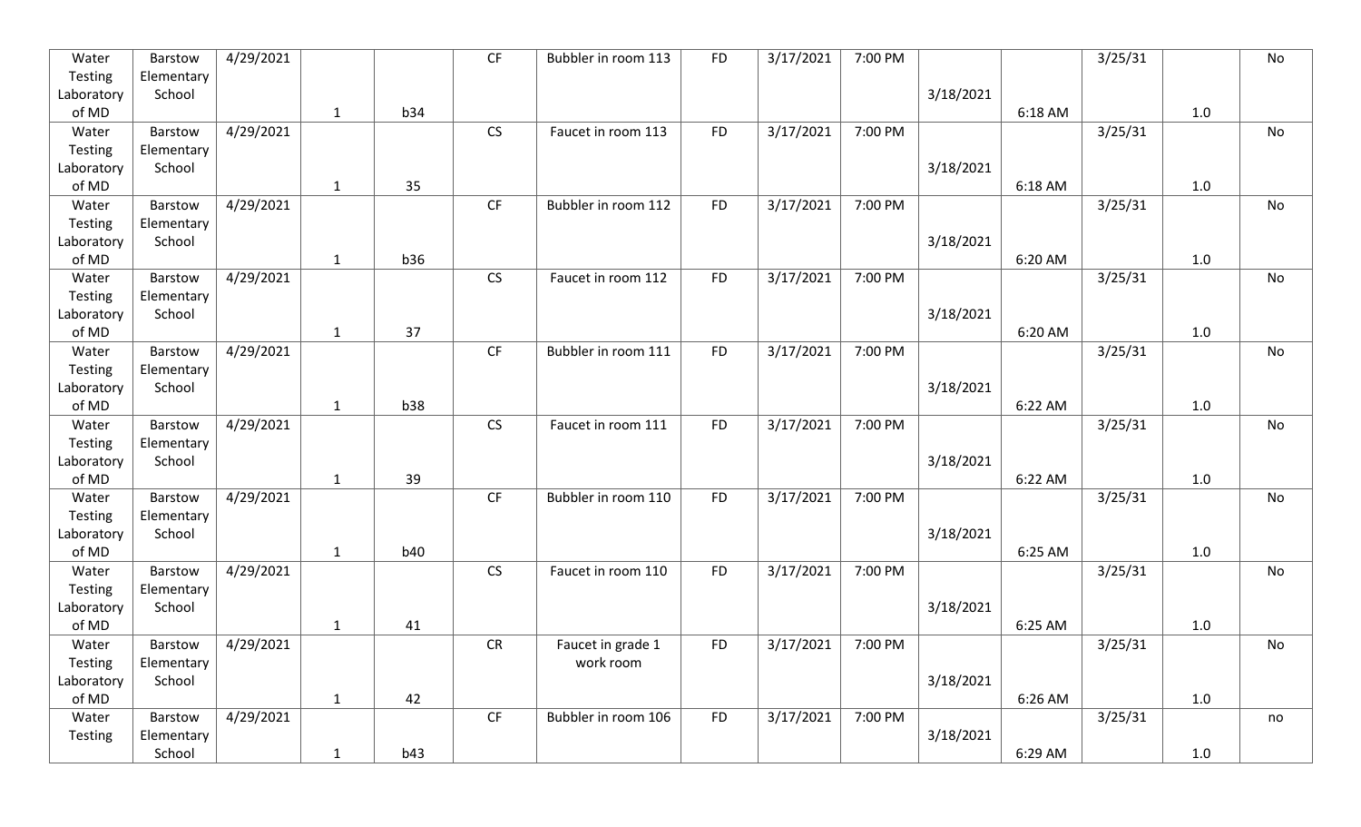| | | | | | | | | | | | | | | |
|---|---|---|---|---|---|---|---|---|---|---|---|---|---|---|
| Water Testing Laboratory of MD | Barstow Elementary School | 4/29/2021 | 1 | b34 | CF | Bubbler in room 113 | FD | 3/17/2021 | 7:00 PM | 3/18/2021 | 6:18 AM | 3/25/31 | 1.0 | No |
| Water Testing Laboratory of MD | Barstow Elementary School | 4/29/2021 | 1 | 35 | CS | Faucet in room 113 | FD | 3/17/2021 | 7:00 PM | 3/18/2021 | 6:18 AM | 3/25/31 | 1.0 | No |
| Water Testing Laboratory of MD | Barstow Elementary School | 4/29/2021 | 1 | b36 | CF | Bubbler in room 112 | FD | 3/17/2021 | 7:00 PM | 3/18/2021 | 6:20 AM | 3/25/31 | 1.0 | No |
| Water Testing Laboratory of MD | Barstow Elementary School | 4/29/2021 | 1 | 37 | CS | Faucet in room 112 | FD | 3/17/2021 | 7:00 PM | 3/18/2021 | 6:20 AM | 3/25/31 | 1.0 | No |
| Water Testing Laboratory of MD | Barstow Elementary School | 4/29/2021 | 1 | b38 | CF | Bubbler in room 111 | FD | 3/17/2021 | 7:00 PM | 3/18/2021 | 6:22 AM | 3/25/31 | 1.0 | No |
| Water Testing Laboratory of MD | Barstow Elementary School | 4/29/2021 | 1 | 39 | CS | Faucet in room 111 | FD | 3/17/2021 | 7:00 PM | 3/18/2021 | 6:22 AM | 3/25/31 | 1.0 | No |
| Water Testing Laboratory of MD | Barstow Elementary School | 4/29/2021 | 1 | b40 | CF | Bubbler in room 110 | FD | 3/17/2021 | 7:00 PM | 3/18/2021 | 6:25 AM | 3/25/31 | 1.0 | No |
| Water Testing Laboratory of MD | Barstow Elementary School | 4/29/2021 | 1 | 41 | CS | Faucet in room 110 | FD | 3/17/2021 | 7:00 PM | 3/18/2021 | 6:25 AM | 3/25/31 | 1.0 | No |
| Water Testing Laboratory of MD | Barstow Elementary School | 4/29/2021 | 1 | 42 | CR | Faucet in grade 1 work room | FD | 3/17/2021 | 7:00 PM | 3/18/2021 | 6:26 AM | 3/25/31 | 1.0 | No |
| Water Testing | Barstow Elementary School | 4/29/2021 | 1 | b43 | CF | Bubbler in room 106 | FD | 3/17/2021 | 7:00 PM | 3/18/2021 | 6:29 AM | 3/25/31 | 1.0 | no |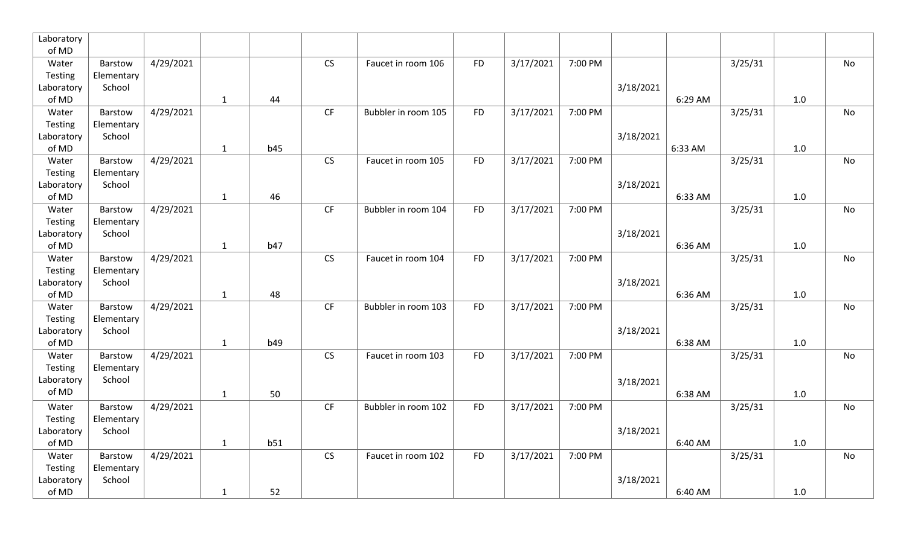| | | | | | | | | | | | | | | |
|---|---|---|---|---|---|---|---|---|---|---|---|---|---|---|
| Laboratory of MD | | | | | | | | | | | | | | |
| Water Testing Laboratory of MD | Barstow Elementary School | 4/29/2021 | 1 | 44 | CS | Faucet in room 106 | FD | 3/17/2021 | 7:00 PM | 3/18/2021 | 6:29 AM | 3/25/31 | 1.0 | No |
| Water Testing Laboratory of MD | Barstow Elementary School | 4/29/2021 | 1 | b45 | CF | Bubbler in room 105 | FD | 3/17/2021 | 7:00 PM | 3/18/2021 | 6:33 AM | 3/25/31 | 1.0 | No |
| Water Testing Laboratory of MD | Barstow Elementary School | 4/29/2021 | 1 | 46 | CS | Faucet in room 105 | FD | 3/17/2021 | 7:00 PM | 3/18/2021 | 6:33 AM | 3/25/31 | 1.0 | No |
| Water Testing Laboratory of MD | Barstow Elementary School | 4/29/2021 | 1 | b47 | CF | Bubbler in room 104 | FD | 3/17/2021 | 7:00 PM | 3/18/2021 | 6:36 AM | 3/25/31 | 1.0 | No |
| Water Testing Laboratory of MD | Barstow Elementary School | 4/29/2021 | 1 | 48 | CS | Faucet in room 104 | FD | 3/17/2021 | 7:00 PM | 3/18/2021 | 6:36 AM | 3/25/31 | 1.0 | No |
| Water Testing Laboratory of MD | Barstow Elementary School | 4/29/2021 | 1 | b49 | CF | Bubbler in room 103 | FD | 3/17/2021 | 7:00 PM | 3/18/2021 | 6:38 AM | 3/25/31 | 1.0 | No |
| Water Testing Laboratory of MD | Barstow Elementary School | 4/29/2021 | 1 | 50 | CS | Faucet in room 103 | FD | 3/17/2021 | 7:00 PM | 3/18/2021 | 6:38 AM | 3/25/31 | 1.0 | No |
| Water Testing Laboratory of MD | Barstow Elementary School | 4/29/2021 | 1 | b51 | CF | Bubbler in room 102 | FD | 3/17/2021 | 7:00 PM | 3/18/2021 | 6:40 AM | 3/25/31 | 1.0 | No |
| Water Testing Laboratory of MD | Barstow Elementary School | 4/29/2021 | 1 | 52 | CS | Faucet in room 102 | FD | 3/17/2021 | 7:00 PM | 3/18/2021 | 6:40 AM | 3/25/31 | 1.0 | No |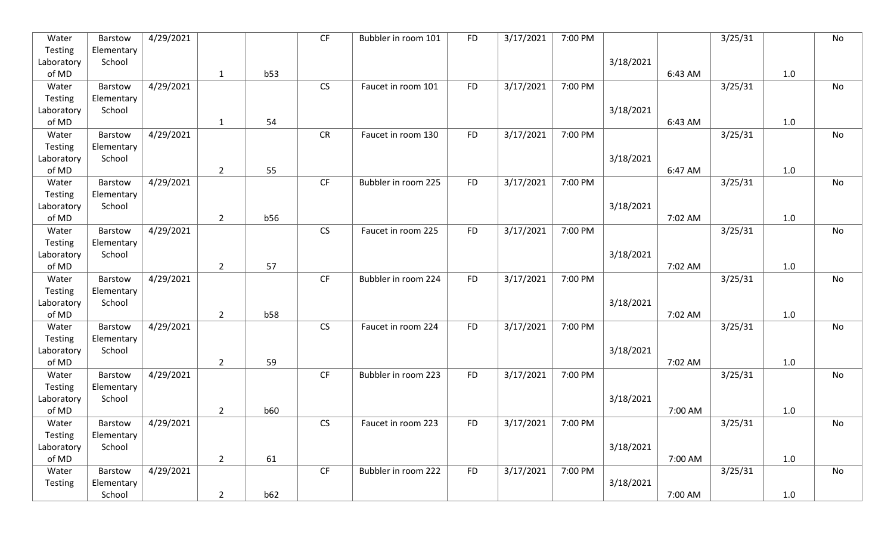| | | | | | | | | | | | | | | |
|---|---|---|---|---|---|---|---|---|---|---|---|---|---|---|
| Water Testing Laboratory of MD | Barstow Elementary School | 4/29/2021 | 1 | b53 | CF | Bubbler in room 101 | FD | 3/17/2021 | 7:00 PM | 3/18/2021 | 6:43 AM | 3/25/31 | 1.0 | No |
| Water Testing Laboratory of MD | Barstow Elementary School | 4/29/2021 | 1 | 54 | CS | Faucet in room 101 | FD | 3/17/2021 | 7:00 PM | 3/18/2021 | 6:43 AM | 3/25/31 | 1.0 | No |
| Water Testing Laboratory of MD | Barstow Elementary School | 4/29/2021 | 2 | 55 | CR | Faucet in room 130 | FD | 3/17/2021 | 7:00 PM | 3/18/2021 | 6:47 AM | 3/25/31 | 1.0 | No |
| Water Testing Laboratory of MD | Barstow Elementary School | 4/29/2021 | 2 | b56 | CF | Bubbler in room 225 | FD | 3/17/2021 | 7:00 PM | 3/18/2021 | 7:02 AM | 3/25/31 | 1.0 | No |
| Water Testing Laboratory of MD | Barstow Elementary School | 4/29/2021 | 2 | 57 | CS | Faucet in room 225 | FD | 3/17/2021 | 7:00 PM | 3/18/2021 | 7:02 AM | 3/25/31 | 1.0 | No |
| Water Testing Laboratory of MD | Barstow Elementary School | 4/29/2021 | 2 | b58 | CF | Bubbler in room 224 | FD | 3/17/2021 | 7:00 PM | 3/18/2021 | 7:02 AM | 3/25/31 | 1.0 | No |
| Water Testing Laboratory of MD | Barstow Elementary School | 4/29/2021 | 2 | 59 | CS | Faucet in room 224 | FD | 3/17/2021 | 7:00 PM | 3/18/2021 | 7:02 AM | 3/25/31 | 1.0 | No |
| Water Testing Laboratory of MD | Barstow Elementary School | 4/29/2021 | 2 | b60 | CF | Bubbler in room 223 | FD | 3/17/2021 | 7:00 PM | 3/18/2021 | 7:00 AM | 3/25/31 | 1.0 | No |
| Water Testing Laboratory of MD | Barstow Elementary School | 4/29/2021 | 2 | 61 | CS | Faucet in room 223 | FD | 3/17/2021 | 7:00 PM | 3/18/2021 | 7:00 AM | 3/25/31 | 1.0 | No |
| Water Testing | Barstow Elementary School | 4/29/2021 | 2 | b62 | CF | Bubbler in room 222 | FD | 3/17/2021 | 7:00 PM | 3/18/2021 | 7:00 AM | 3/25/31 | 1.0 | No |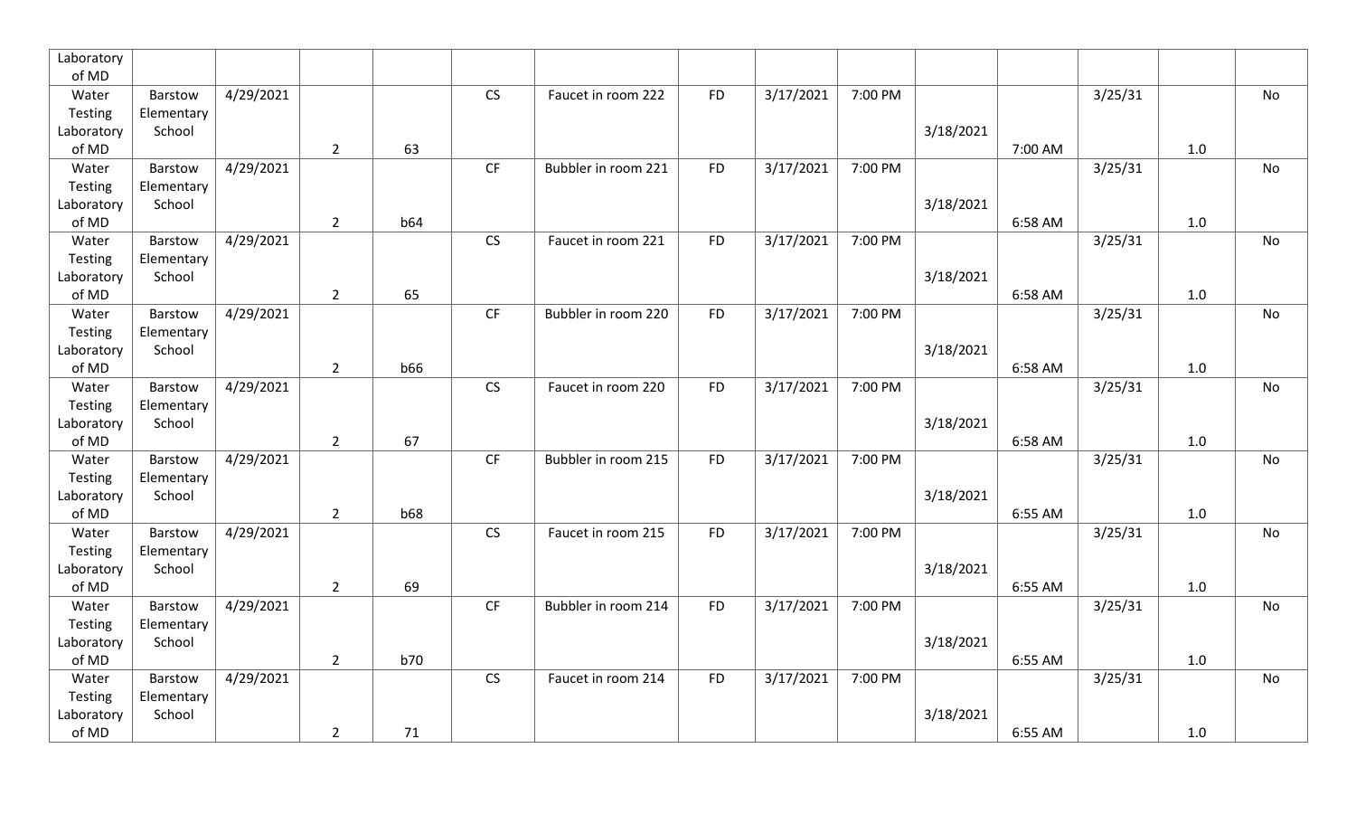| | | | | | | | | | | | | | | |
|---|---|---|---|---|---|---|---|---|---|---|---|---|---|---|
| Laboratory of MD | | | | | | | | | | | | | | |
| Water Testing Laboratory of MD | Barstow Elementary School | 4/29/2021 | 2 | 63 | CS | Faucet in room 222 | FD | 3/17/2021 | 7:00 PM | 3/18/2021 | 7:00 AM | 3/25/31 | 1.0 | No |
| Water Testing Laboratory of MD | Barstow Elementary School | 4/29/2021 | 2 | b64 | CF | Bubbler in room 221 | FD | 3/17/2021 | 7:00 PM | 3/18/2021 | 6:58 AM | 3/25/31 | 1.0 | No |
| Water Testing Laboratory of MD | Barstow Elementary School | 4/29/2021 | 2 | 65 | CS | Faucet in room 221 | FD | 3/17/2021 | 7:00 PM | 3/18/2021 | 6:58 AM | 3/25/31 | 1.0 | No |
| Water Testing Laboratory of MD | Barstow Elementary School | 4/29/2021 | 2 | b66 | CF | Bubbler in room 220 | FD | 3/17/2021 | 7:00 PM | 3/18/2021 | 6:58 AM | 3/25/31 | 1.0 | No |
| Water Testing Laboratory of MD | Barstow Elementary School | 4/29/2021 | 2 | 67 | CS | Faucet in room 220 | FD | 3/17/2021 | 7:00 PM | 3/18/2021 | 6:58 AM | 3/25/31 | 1.0 | No |
| Water Testing Laboratory of MD | Barstow Elementary School | 4/29/2021 | 2 | b68 | CF | Bubbler in room 215 | FD | 3/17/2021 | 7:00 PM | 3/18/2021 | 6:55 AM | 3/25/31 | 1.0 | No |
| Water Testing Laboratory of MD | Barstow Elementary School | 4/29/2021 | 2 | 69 | CS | Faucet in room 215 | FD | 3/17/2021 | 7:00 PM | 3/18/2021 | 6:55 AM | 3/25/31 | 1.0 | No |
| Water Testing Laboratory of MD | Barstow Elementary School | 4/29/2021 | 2 | b70 | CF | Bubbler in room 214 | FD | 3/17/2021 | 7:00 PM | 3/18/2021 | 6:55 AM | 3/25/31 | 1.0 | No |
| Water Testing Laboratory of MD | Barstow Elementary School | 4/29/2021 | 2 | 71 | CS | Faucet in room 214 | FD | 3/17/2021 | 7:00 PM | 3/18/2021 | 6:55 AM | 3/25/31 | 1.0 | No |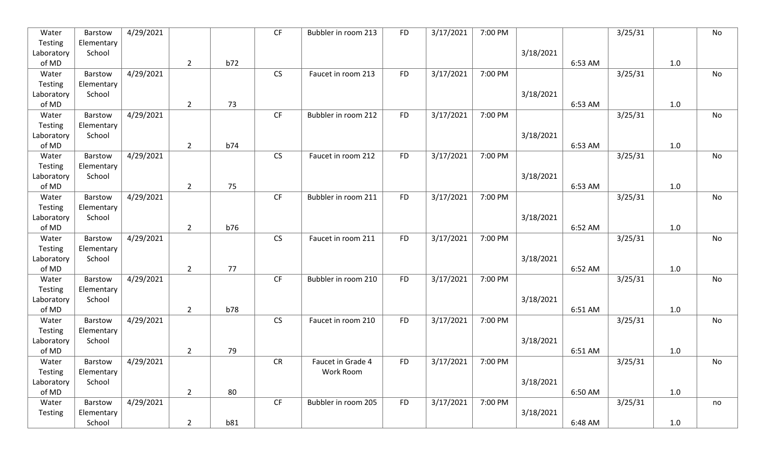| | | | | | | | | | | | | | | |
|---|---|---|---|---|---|---|---|---|---|---|---|---|---|---|
| Water Testing Laboratory of MD | Barstow Elementary School | 4/29/2021 | 2 | b72 | CF | Bubbler in room 213 | FD | 3/17/2021 | 7:00 PM | 3/18/2021 | 6:53 AM | 3/25/31 | 1.0 | No |
| Water Testing Laboratory of MD | Barstow Elementary School | 4/29/2021 | 2 | 73 | CS | Faucet in room 213 | FD | 3/17/2021 | 7:00 PM | 3/18/2021 | 6:53 AM | 3/25/31 | 1.0 | No |
| Water Testing Laboratory of MD | Barstow Elementary School | 4/29/2021 | 2 | b74 | CF | Bubbler in room 212 | FD | 3/17/2021 | 7:00 PM | 3/18/2021 | 6:53 AM | 3/25/31 | 1.0 | No |
| Water Testing Laboratory of MD | Barstow Elementary School | 4/29/2021 | 2 | 75 | CS | Faucet in room 212 | FD | 3/17/2021 | 7:00 PM | 3/18/2021 | 6:53 AM | 3/25/31 | 1.0 | No |
| Water Testing Laboratory of MD | Barstow Elementary School | 4/29/2021 | 2 | b76 | CF | Bubbler in room 211 | FD | 3/17/2021 | 7:00 PM | 3/18/2021 | 6:52 AM | 3/25/31 | 1.0 | No |
| Water Testing Laboratory of MD | Barstow Elementary School | 4/29/2021 | 2 | 77 | CS | Faucet in room 211 | FD | 3/17/2021 | 7:00 PM | 3/18/2021 | 6:52 AM | 3/25/31 | 1.0 | No |
| Water Testing Laboratory of MD | Barstow Elementary School | 4/29/2021 | 2 | b78 | CF | Bubbler in room 210 | FD | 3/17/2021 | 7:00 PM | 3/18/2021 | 6:51 AM | 3/25/31 | 1.0 | No |
| Water Testing Laboratory of MD | Barstow Elementary School | 4/29/2021 | 2 | 79 | CS | Faucet in room 210 | FD | 3/17/2021 | 7:00 PM | 3/18/2021 | 6:51 AM | 3/25/31 | 1.0 | No |
| Water Testing Laboratory of MD | Barstow Elementary School | 4/29/2021 | 2 | 80 | CR | Faucet in Grade 4 Work Room | FD | 3/17/2021 | 7:00 PM | 3/18/2021 | 6:50 AM | 3/25/31 | 1.0 | No |
| Water Testing | Barstow Elementary School | 4/29/2021 | 2 | b81 | CF | Bubbler in room 205 | FD | 3/17/2021 | 7:00 PM | 3/18/2021 | 6:48 AM | 3/25/31 | 1.0 | no |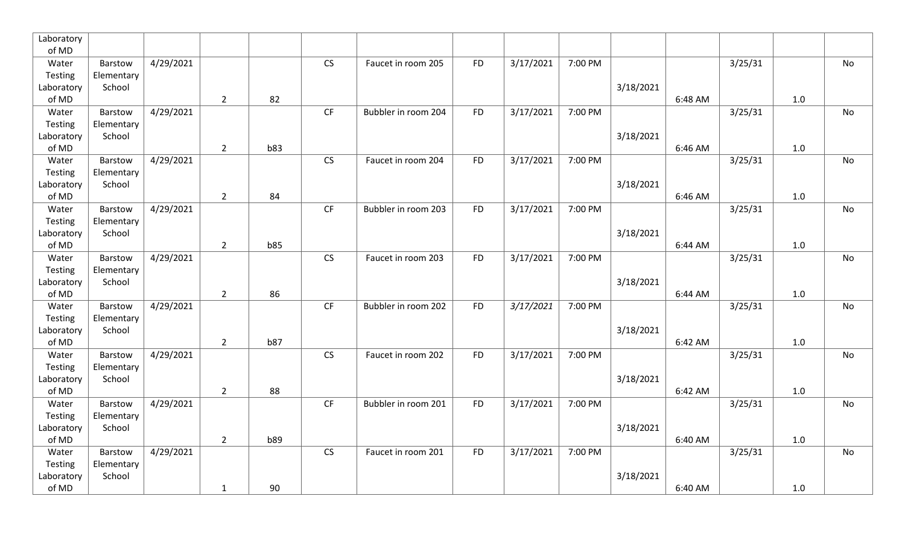| | | | | | | | | | | | | | | |
|---|---|---|---|---|---|---|---|---|---|---|---|---|---|---|
| Laboratory of MD | | | | | | | | | | | | | | |
| Water Testing Laboratory of MD | Barstow Elementary School | 4/29/2021 | 2 | 82 | CS | Faucet in room 205 | FD | 3/17/2021 | 7:00 PM | 3/18/2021 | 6:48 AM | 3/25/31 | 1.0 | No |
| Water Testing Laboratory of MD | Barstow Elementary School | 4/29/2021 | 2 | b83 | CF | Bubbler in room 204 | FD | 3/17/2021 | 7:00 PM | 3/18/2021 | 6:46 AM | 3/25/31 | 1.0 | No |
| Water Testing Laboratory of MD | Barstow Elementary School | 4/29/2021 | 2 | 84 | CS | Faucet in room 204 | FD | 3/17/2021 | 7:00 PM | 3/18/2021 | 6:46 AM | 3/25/31 | 1.0 | No |
| Water Testing Laboratory of MD | Barstow Elementary School | 4/29/2021 | 2 | b85 | CF | Bubbler in room 203 | FD | 3/17/2021 | 7:00 PM | 3/18/2021 | 6:44 AM | 3/25/31 | 1.0 | No |
| Water Testing Laboratory of MD | Barstow Elementary School | 4/29/2021 | 2 | 86 | CS | Faucet in room 203 | FD | 3/17/2021 | 7:00 PM | 3/18/2021 | 6:44 AM | 3/25/31 | 1.0 | No |
| Water Testing Laboratory of MD | Barstow Elementary School | 4/29/2021 | 2 | b87 | CF | Bubbler in room 202 | FD | *3/17/2021* | 7:00 PM | 3/18/2021 | 6:42 AM | 3/25/31 | 1.0 | No |
| Water Testing Laboratory of MD | Barstow Elementary School | 4/29/2021 | 2 | 88 | CS | Faucet in room 202 | FD | 3/17/2021 | 7:00 PM | 3/18/2021 | 6:42 AM | 3/25/31 | 1.0 | No |
| Water Testing Laboratory of MD | Barstow Elementary School | 4/29/2021 | 2 | b89 | CF | Bubbler in room 201 | FD | 3/17/2021 | 7:00 PM | 3/18/2021 | 6:40 AM | 3/25/31 | 1.0 | No |
| Water Testing Laboratory of MD | Barstow Elementary School | 4/29/2021 | 1 | 90 | CS | Faucet in room 201 | FD | 3/17/2021 | 7:00 PM | 3/18/2021 | 6:40 AM | 3/25/31 | 1.0 | No |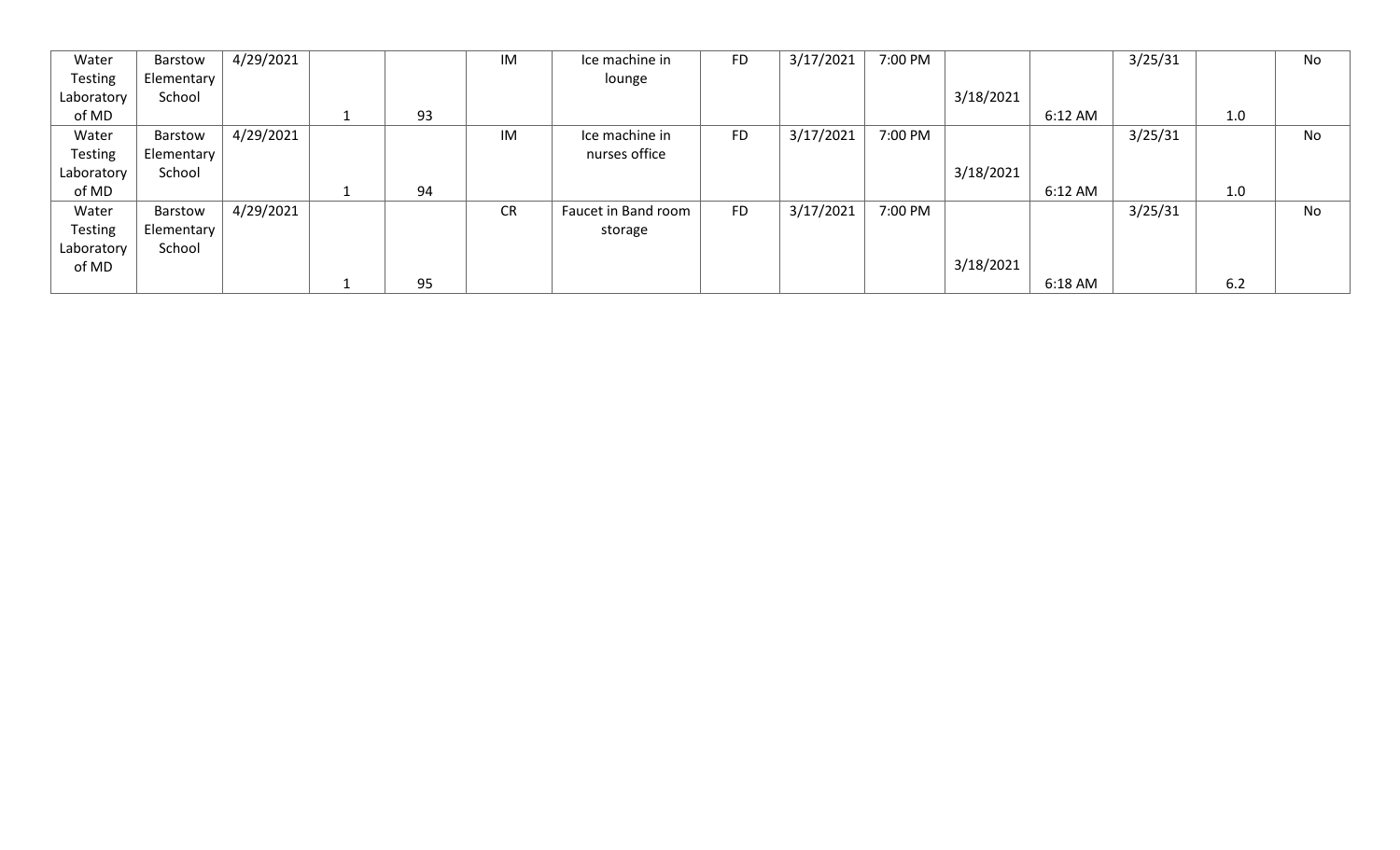| | | | | | | | | | | | | | | |
|---|---|---|---|---|---|---|---|---|---|---|---|---|---|---|
| Water Testing Laboratory of MD | Barstow Elementary School | 4/29/2021 | 1 | 93 | IM | Ice machine in lounge | FD | 3/17/2021 | 7:00 PM | 3/18/2021 | 6:12 AM | 3/25/31 | 1.0 | No |
| Water Testing Laboratory of MD | Barstow Elementary School | 4/29/2021 | 1 | 94 | IM | Ice machine in nurses office | FD | 3/17/2021 | 7:00 PM | 3/18/2021 | 6:12 AM | 3/25/31 | 1.0 | No |
| Water Testing Laboratory of MD | Barstow Elementary School | 4/29/2021 | 1 | 95 | CR | Faucet in Band room storage | FD | 3/17/2021 | 7:00 PM | 3/18/2021 | 6:18 AM | 3/25/31 | 6.2 | No |